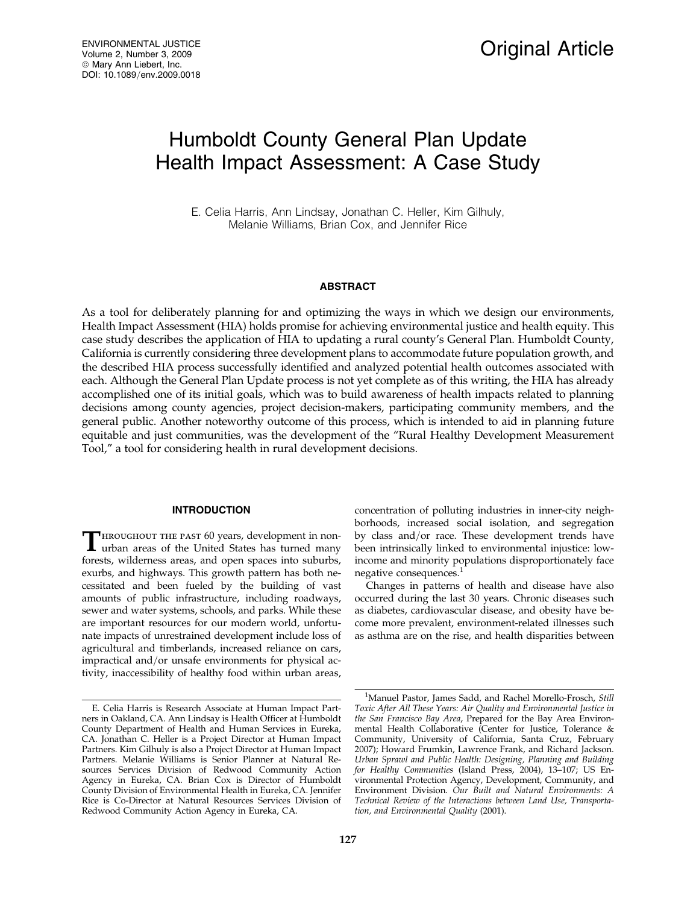Original Article

# Humboldt County General Plan Update Health Impact Assessment: A Case Study

E. Celia Harris, Ann Lindsay, Jonathan C. Heller, Kim Gilhuly, Melanie Williams, Brian Cox, and Jennifer Rice

## ABSTRACT

As a tool for deliberately planning for and optimizing the ways in which we design our environments, Health Impact Assessment (HIA) holds promise for achieving environmental justice and health equity. This case study describes the application of HIA to updating a rural county's General Plan. Humboldt County, California is currently considering three development plans to accommodate future population growth, and the described HIA process successfully identified and analyzed potential health outcomes associated with each. Although the General Plan Update process is not yet complete as of this writing, the HIA has already accomplished one of its initial goals, which was to build awareness of health impacts related to planning decisions among county agencies, project decision-makers, participating community members, and the general public. Another noteworthy outcome of this process, which is intended to aid in planning future equitable and just communities, was the development of the "Rural Healthy Development Measurement Tool," a tool for considering health in rural development decisions.

## INTRODUCTION

Throughout the past 60 years, development in non-urban areas of the United States has turned many forests, wilderness areas, and open spaces into suburbs, exurbs, and highways. This growth pattern has both necessitated and been fueled by the building of vast amounts of public infrastructure, including roadways, sewer and water systems, schools, and parks. While these are important resources for our modern world, unfortunate impacts of unrestrained development include loss of agricultural and timberlands, increased reliance on cars, impractical and/or unsafe environments for physical activity, inaccessibility of healthy food within urban areas, concentration of polluting industries in inner-city neighborhoods, increased social isolation, and segregation by class and/or race. These development trends have been intrinsically linked to environmental injustice: low-income and minority populations disproportionately face negative consequences.[1]

Changes in patterns of health and disease have also occurred during the last 30 years. Chronic diseases such as diabetes, cardiovascular disease, and obesity have become more prevalent, environment-related illnesses such as asthma are on the rise, and health disparities between

---

E. Celia Harris is Research Associate at Human Impact Partners in Oakland, CA. Ann Lindsay is Health Officer at Humboldt County Department of Health and Human Services in Eureka, CA. Jonathan C. Heller is a Project Director at Human Impact Partners. Kim Gilhuly is also a Project Director at Human Impact Partners. Melanie Williams is Senior Planner at Natural Resources Services Division of Redwood Community Action Agency in Eureka, CA. Brian Cox is Director of Humboldt County Division of Environmental Health in Eureka, CA. Jennifer Rice is Co-Director at Natural Resources Services Division of Redwood Community Action Agency in Eureka, CA.

[1] Manuel Pastor, James Sadd, and Rachel Morello-Frosch, *Still Toxic After All These Years: Air Quality and Environmental Justice in the San Francisco Bay Area*, Prepared for the Bay Area Environmental Health Collaborative (Center for Justice, Tolerance & Community, University of California, Santa Cruz, February 2007); Howard Frumkin, Lawrence Frank, and Richard Jackson. *Urban Sprawl and Public Health: Designing, Planning and Building for Healthy Communities* (Island Press, 2004), 13–107; US Environmental Protection Agency, Development, Community, and Environment Division. *Our Built and Natural Environments: A Technical Review of the Interactions between Land Use, Transportation, and Environmental Quality* (2001).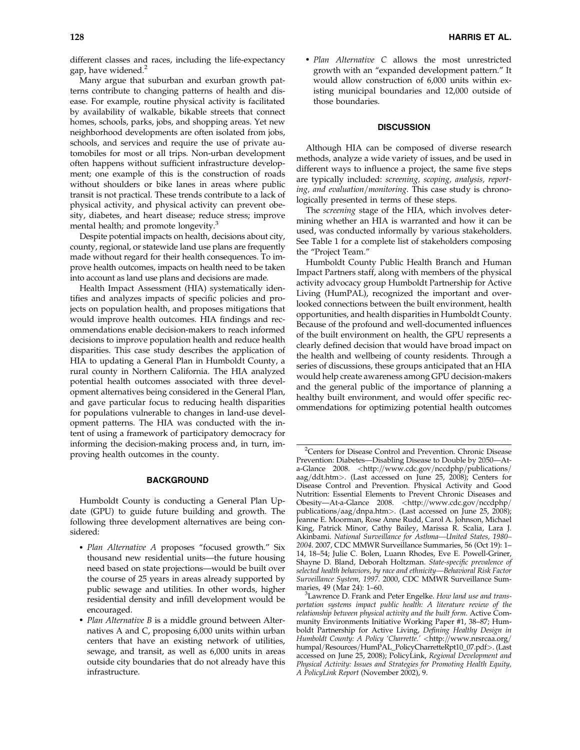different classes and races, including the life-expectancy gap, have widened.[2]

Many argue that suburban and exurban growth patterns contribute to changing patterns of health and disease. For example, routine physical activity is facilitated by availability of walkable, bikable streets that connect homes, schools, parks, jobs, and shopping areas. Yet new neighborhood developments are often isolated from jobs, schools, and services and require the use of private automobiles for most or all trips. Non-urban development often happens without sufficient infrastructure development; one example of this is the construction of roads without shoulders or bike lanes in areas where public transit is not practical. These trends contribute to a lack of physical activity, and physical activity can prevent obesity, diabetes, and heart disease; reduce stress; improve mental health; and promote longevity.[3]

Despite potential impacts on health, decisions about city, county, regional, or statewide land use plans are frequently made without regard for their health consequences. To improve health outcomes, impacts on health need to be taken into account as land use plans and decisions are made.

Health Impact Assessment (HIA) systematically identifies and analyzes impacts of specific policies and projects on population health, and proposes mitigations that would improve health outcomes. HIA findings and recommendations enable decision-makers to reach informed decisions to improve population health and reduce health disparities. This case study describes the application of HIA to updating a General Plan in Humboldt County, a rural county in Northern California. The HIA analyzed potential health outcomes associated with three development alternatives being considered in the General Plan, and gave particular focus to reducing health disparities for populations vulnerable to changes in land-use development patterns. The HIA was conducted with the intent of using a framework of participatory democracy for informing the decision-making process and, in turn, improving health outcomes in the county.

## BACKGROUND

Humboldt County is conducting a General Plan Update (GPU) to guide future building and growth. The following three development alternatives are being considered:

- *Plan Alternative A* proposes "focused growth." Six thousand new residential units—the future housing need based on state projections—would be built over the course of 25 years in areas already supported by public sewage and utilities. In other words, higher residential density and infill development would be encouraged.
- *Plan Alternative B* is a middle ground between Alternatives A and C, proposing 6,000 units within urban centers that have an existing network of utilities, sewage, and transit, as well as 6,000 units in areas outside city boundaries that do not already have this infrastructure.
- *Plan Alternative C* allows the most unrestricted growth with an "expanded development pattern." It would allow construction of 6,000 units within existing municipal boundaries and 12,000 outside of those boundaries.

## DISCUSSION

Although HIA can be composed of diverse research methods, analyze a wide variety of issues, and be used in different ways to influence a project, the same five steps are typically included: *screening, scoping, analysis, reporting, and evaluation/monitoring*. This case study is chronologically presented in terms of these steps.

The *screening* stage of the HIA, which involves determining whether an HIA is warranted and how it can be used, was conducted informally by various stakeholders. See Table 1 for a complete list of stakeholders composing the "Project Team."

Humboldt County Public Health Branch and Human Impact Partners staff, along with members of the physical activity advocacy group Humboldt Partnership for Active Living (HumPAL), recognized the important and overlooked connections between the built environment, health opportunities, and health disparities in Humboldt County. Because of the profound and well-documented influences of the built environment on health, the GPU represents a clearly defined decision that would have broad impact on the health and wellbeing of county residents. Through a series of discussions, these groups anticipated that an HIA would help create awareness among GPU decision-makers and the general public of the importance of planning a healthy built environment, and would offer specific recommendations for optimizing potential health outcomes

---

[2] Centers for Disease Control and Prevention. Chronic Disease Prevention: Diabetes—Disabling Disease to Double by 2050—At-a-Glance 2008. <http://www.cdc.gov/nccdphp/publications/aag/ddt.htm>. (Last accessed on June 25, 2008); Centers for Disease Control and Prevention. Physical Activity and Good Nutrition: Essential Elements to Prevent Chronic Diseases and Obesity—At-a-Glance 2008. <http://www.cdc.gov/nccdphp/publications/aag/dnpa.htm>. (Last accessed on June 25, 2008); Jeanne E. Moorman, Rose Anne Rudd, Carol A. Johnson, Michael King, Patrick Minor, Cathy Bailey, Marissa R. Scalia, Lara J. Akinbami. *National Surveillance for Asthma—United States, 1980–2004*. 2007, CDC MMWR Surveillance Summaries, 56 (Oct 19): 1–14, 18–54; Julie C. Bolen, Luann Rhodes, Eve E. Powell-Griner, Shayne D. Bland, Deborah Holtzman. *State-specific prevalence of selected health behaviors, by race and ethnicity—Behavioral Risk Factor Surveillance System, 1997*. 2000, CDC MMWR Surveillance Summaries, 49 (Mar 24): 1–60.

[3] Lawrence D. Frank and Peter Engelke. *How land use and transportation systems impact public health: A literature review of the relationship between physical activity and the built form*. Active Community Environments Initiative Working Paper #1, 38–87; Humboldt Partnership for Active Living, *Defining Healthy Design in Humboldt County: A Policy 'Charrette.'* <http://www.nrsrcaa.org/humpal/Resources/HumPAL_PolicyCharretteRpt10_07.pdf>. (Last accessed on June 25, 2008); PolicyLink, *Regional Development and Physical Activity: Issues and Strategies for Promoting Health Equity, A PolicyLink Report* (November 2002), 9.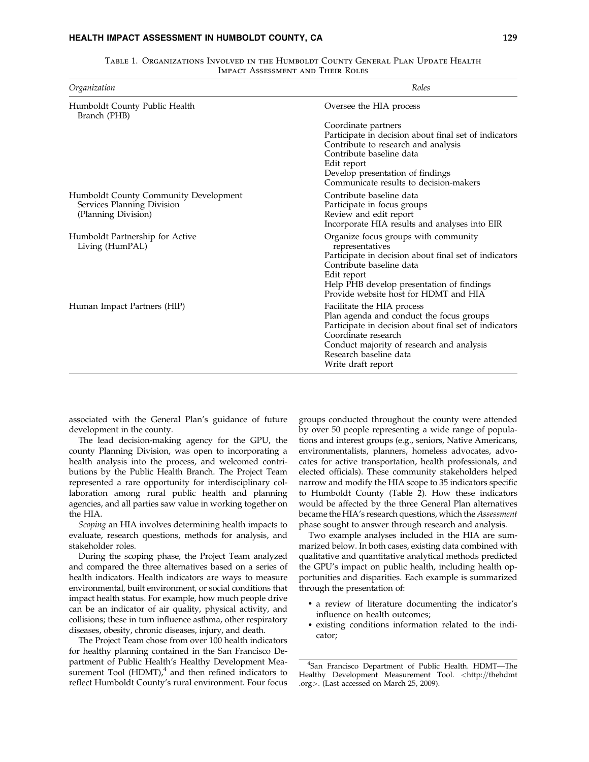Table 1. Organizations Involved in the Humboldt County General Plan Update Health Impact Assessment and Their Roles

| Organization | Roles |
|---|---|
| Humboldt County Public Health Branch (PHB) | Oversee the HIA process<br>Coordinate partners<br>Participate in decision about final set of indicators<br>Contribute to research and analysis<br>Contribute baseline data<br>Edit report<br>Develop presentation of findings<br>Communicate results to decision-makers |
| Humboldt County Community Development Services Planning Division (Planning Division) | Contribute baseline data<br>Participate in focus groups<br>Review and edit report<br>Incorporate HIA results and analyses into EIR |
| Humboldt Partnership for Active Living (HumPAL) | Organize focus groups with community representatives<br>Participate in decision about final set of indicators<br>Contribute baseline data<br>Edit report<br>Help PHB develop presentation of findings<br>Provide website host for HDMT and HIA |
| Human Impact Partners (HIP) | Facilitate the HIA process<br>Plan agenda and conduct the focus groups<br>Participate in decision about final set of indicators<br>Coordinate research<br>Conduct majority of research and analysis<br>Research baseline data<br>Write draft report |

associated with the General Plan's guidance of future development in the county.

The lead decision-making agency for the GPU, the county Planning Division, was open to incorporating a health analysis into the process, and welcomed contributions by the Public Health Branch. The Project Team represented a rare opportunity for interdisciplinary collaboration among rural public health and planning agencies, and all parties saw value in working together on the HIA.

*Scoping* an HIA involves determining health impacts to evaluate, research questions, methods for analysis, and stakeholder roles.

During the scoping phase, the Project Team analyzed and compared the three alternatives based on a series of health indicators. Health indicators are ways to measure environmental, built environment, or social conditions that impact health status. For example, how much people drive can be an indicator of air quality, physical activity, and collisions; these in turn influence asthma, other respiratory diseases, obesity, chronic diseases, injury, and death.

The Project Team chose from over 100 health indicators for healthy planning contained in the San Francisco Department of Public Health's Healthy Development Measurement Tool (HDMT),[4] and then refined indicators to reflect Humboldt County's rural environment. Four focus groups conducted throughout the county were attended by over 50 people representing a wide range of populations and interest groups (e.g., seniors, Native Americans, environmentalists, planners, homeless advocates, advocates for active transportation, health professionals, and elected officials). These community stakeholders helped narrow and modify the HIA scope to 35 indicators specific to Humboldt County (Table 2). How these indicators would be affected by the three General Plan alternatives became the HIA's research questions, which the *Assessment* phase sought to answer through research and analysis.

Two example analyses included in the HIA are summarized below. In both cases, existing data combined with qualitative and quantitative analytical methods predicted the GPU's impact on public health, including health opportunities and disparities. Each example is summarized through the presentation of:

- a review of literature documenting the indicator's influence on health outcomes;
- existing conditions information related to the indicator;

[4] San Francisco Department of Public Health. HDMT—The Healthy Development Measurement Tool. <http://thehdmt.org>. (Last accessed on March 25, 2009).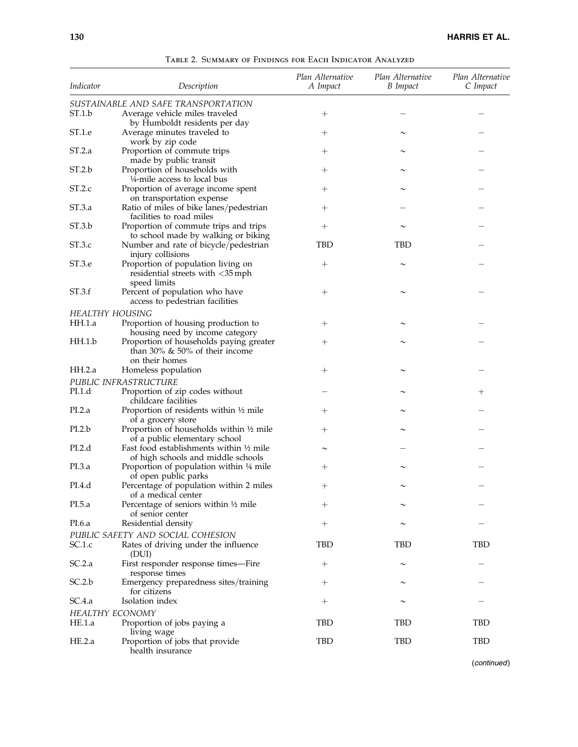Table 2. Summary of Findings for Each Indicator Analyzed

| *Indicator* | *Description* | *Plan Alternative A Impact* | *Plan Alternative B Impact* | *Plan Alternative C Impact* |
|---|---|---|---|---|
| *SUSTAINABLE AND SAFE TRANSPORTATION* | | | | |
| ST.1.b | Average vehicle miles traveled by Humboldt residents per day | + | – | – |
| ST.1.e | Average minutes traveled to work by zip code | + | ~ | – |
| ST.2.a | Proportion of commute trips made by public transit | + | ~ | – |
| ST.2.b | Proportion of households with ¼-mile access to local bus | + | ~ | – |
| ST.2.c | Proportion of average income spent on transportation expense | + | ~ | – |
| ST.3.a | Ratio of miles of bike lanes/pedestrian facilities to road miles | + | – | – |
| ST.3.b | Proportion of commute trips and trips to school made by walking or biking | + | ~ | – |
| ST.3.c | Number and rate of bicycle/pedestrian injury collisions | TBD | TBD | – |
| ST.3.e | Proportion of population living on residential streets with <35 mph speed limits | + | ~ | – |
| ST.3.f | Percent of population who have access to pedestrian facilities | + | ~ | – |
| *HEALTHY HOUSING* | | | | |
| HH.1.a | Proportion of housing production to housing need by income category | + | ~ | – |
| HH.1.b | Proportion of households paying greater than 30% & 50% of their income on their homes | + | ~ | – |
| HH.2.a | Homeless population | + | ~ | – |
| *PUBLIC INFRASTRUCTURE* | | | | |
| PI.1.d | Proportion of zip codes without childcare facilities | – | ~ | + |
| PI.2.a | Proportion of residents within ½ mile of a grocery store | + | ~ | – |
| PI.2.b | Proportion of households within ½ mile of a public elementary school | + | ~ | – |
| PI.2.d | Fast food establishments within ½ mile of high schools and middle schools | ~ | – | – |
| PI.3.a | Proportion of population within ¼ mile of open public parks | + | ~ | – |
| PI.4.d | Percentage of population within 2 miles of a medical center | + | ~ | – |
| PI.5.a | Percentage of seniors within ½ mile of senior center | + | ~ | – |
| PI.6.a | Residential density | + | ~ | – |
| *PUBLIC SAFETY AND SOCIAL COHESION* | | | | |
| SC.1.c | Rates of driving under the influence (DUI) | TBD | TBD | TBD |
| SC.2.a | First responder response times—Fire response times | + | ~ | – |
| SC.2.b | Emergency preparedness sites/training for citizens | + | ~ | – |
| SC.4.a | Isolation index | + | ~ | – |
| *HEALTHY ECONOMY* | | | | |
| HE.1.a | Proportion of jobs paying a living wage | TBD | TBD | TBD |
| HE.2.a | Proportion of jobs that provide health insurance | TBD | TBD | TBD |

(*continued*)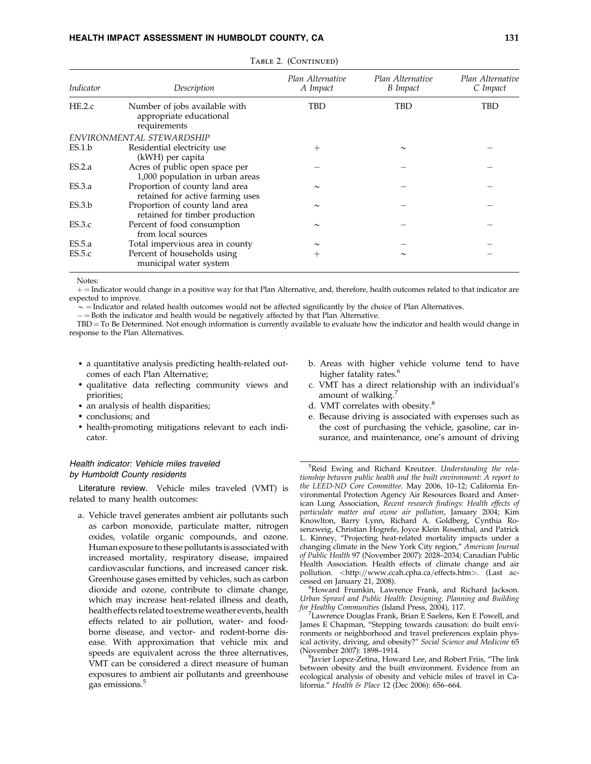Table 2. (Continued)

| Indicator | Description | Plan Alternative A Impact | Plan Alternative B Impact | Plan Alternative C Impact |
|---|---|---|---|---|
| HE.2.c | Number of jobs available with appropriate educational requirements | TBD | TBD | TBD |
| *ENVIRONMENTAL STEWARDSHIP* | | | | |
| ES.1.b | Residential electricity use (kWH) per capita | + | ~ | − |
| ES.2.a | Acres of public open space per 1,000 population in urban areas | − | − | − |
| ES.3.a | Proportion of county land area retained for active farming uses | ~ | − | − |
| ES.3.b | Proportion of county land area retained for timber production | ~ | − | − |
| ES.3.c | Percent of food consumption from local sources | ~ | − | − |
| ES.5.a | Total impervious area in county | ~ | − | − |
| ES.5.c | Percent of households using municipal water system | + | ~ | − |

Notes:
+ = Indicator would change in a positive way for that Plan Alternative, and, therefore, health outcomes related to that indicator are expected to improve.
~ = Indicator and related health outcomes would not be affected significantly by the choice of Plan Alternatives.
− = Both the indicator and health would be negatively affected by that Plan Alternative.
TBD = To Be Determined. Not enough information is currently available to evaluate how the indicator and health would change in response to the Plan Alternatives.

- a quantitative analysis predicting health-related outcomes of each Plan Alternative;
- qualitative data reflecting community views and priorities;
- an analysis of health disparities;
- conclusions; and
- health-promoting mitigations relevant to each indicator.

### *Health indicator: Vehicle miles traveled by Humboldt County residents*

Literature review. Vehicle miles traveled (VMT) is related to many health outcomes:

a. Vehicle travel generates ambient air pollutants such as carbon monoxide, particulate matter, nitrogen oxides, volatile organic compounds, and ozone. Human exposure to these pollutants is associated with increased mortality, respiratory disease, impaired cardiovascular functions, and increased cancer risk. Greenhouse gases emitted by vehicles, such as carbon dioxide and ozone, contribute to climate change, which may increase heat-related illness and death, health effects related to extreme weather events, health effects related to air pollution, water- and food-borne disease, and vector- and rodent-borne disease. With approximation that vehicle mix and speeds are equivalent across the three alternatives, VMT can be considered a direct measure of human exposures to ambient air pollutants and greenhouse gas emissions.[5]
b. Areas with higher vehicle volume tend to have higher fatality rates.[6]
c. VMT has a direct relationship with an individual's amount of walking.[7]
d. VMT correlates with obesity.[8]
e. Because driving is associated with expenses such as the cost of purchasing the vehicle, gasoline, car insurance, and maintenance, one's amount of driving

[5]Reid Ewing and Richard Kreutzer. *Understanding the relationship between public health and the built environment: A report to the LEED-ND Core Committee*. May 2006, 10–12; California Environmental Protection Agency Air Resources Board and American Lung Association, *Recent research findings: Health effects of particulate matter and ozone air pollution*, January 2004; Kim Knowlton, Barry Lynn, Richard A. Goldberg, Cynthia Rosenzweig, Christian Hogrefe, Joyce Klein Rosenthal, and Patrick L. Kinney, "Projecting heat-related mortality impacts under a changing climate in the New York City region," *American Journal of Public Health* 97 (November 2007): 2028–2034; Canadian Public Health Association. Health effects of climate change and air pollution. <http://www.ccah.cpha.ca/effects.htm>. (Last accessed on January 21, 2008).

[6]Howard Frumkin, Lawrence Frank, and Richard Jackson. *Urban Sprawl and Public Health: Designing, Planning and Building for Healthy Communities* (Island Press, 2004), 117.

[7]Lawrence Douglas Frank, Brian E Saelens, Ken E Powell, and James E Chapman, "Stepping towards causation: do built environments or neighborhood and travel preferences explain physical activity, driving, and obesity?" *Social Science and Medicine* 65 (November 2007): 1898–1914.

[8]Javier Lopez-Zetina, Howard Lee, and Robert Friis, "The link between obesity and the built environment. Evidence from an ecological analysis of obesity and vehicle miles of travel in California." *Health & Place* 12 (Dec 2006): 656–664.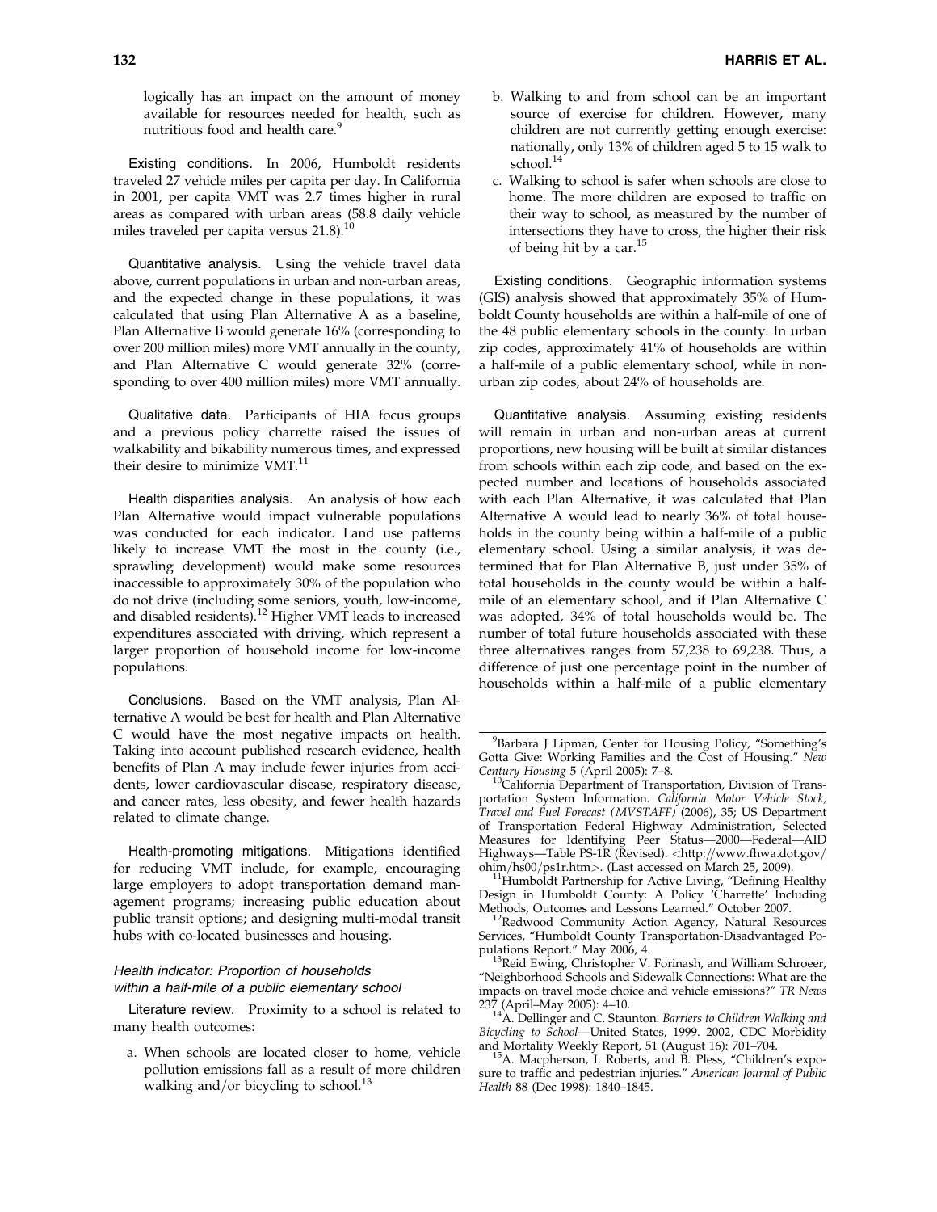logically has an impact on the amount of money available for resources needed for health, such as nutritious food and health care.[9]

Existing conditions. In 2006, Humboldt residents traveled 27 vehicle miles per capita per day. In California in 2001, per capita VMT was 2.7 times higher in rural areas as compared with urban areas (58.8 daily vehicle miles traveled per capita versus 21.8).[10]

Quantitative analysis. Using the vehicle travel data above, current populations in urban and non-urban areas, and the expected change in these populations, it was calculated that using Plan Alternative A as a baseline, Plan Alternative B would generate 16% (corresponding to over 200 million miles) more VMT annually in the county, and Plan Alternative C would generate 32% (corresponding to over 400 million miles) more VMT annually.

Qualitative data. Participants of HIA focus groups and a previous policy charrette raised the issues of walkability and bikability numerous times, and expressed their desire to minimize VMT.[11]

Health disparities analysis. An analysis of how each Plan Alternative would impact vulnerable populations was conducted for each indicator. Land use patterns likely to increase VMT the most in the county (i.e., sprawling development) would make some resources inaccessible to approximately 30% of the population who do not drive (including some seniors, youth, low-income, and disabled residents).[12] Higher VMT leads to increased expenditures associated with driving, which represent a larger proportion of household income for low-income populations.

Conclusions. Based on the VMT analysis, Plan Alternative A would be best for health and Plan Alternative C would have the most negative impacts on health. Taking into account published research evidence, health benefits of Plan A may include fewer injuries from accidents, lower cardiovascular disease, respiratory disease, and cancer rates, less obesity, and fewer health hazards related to climate change.

Health-promoting mitigations. Mitigations identified for reducing VMT include, for example, encouraging large employers to adopt transportation demand management programs; increasing public education about public transit options; and designing multi-modal transit hubs with co-located businesses and housing.

### *Health indicator: Proportion of households within a half-mile of a public elementary school*

Literature review. Proximity to a school is related to many health outcomes:

a. When schools are located closer to home, vehicle pollution emissions fall as a result of more children walking and/or bicycling to school.[13]
b. Walking to and from school can be an important source of exercise for children. However, many children are not currently getting enough exercise: nationally, only 13% of children aged 5 to 15 walk to school.[14]
c. Walking to school is safer when schools are close to home. The more children are exposed to traffic on their way to school, as measured by the number of intersections they have to cross, the higher their risk of being hit by a car.[15]

Existing conditions. Geographic information systems (GIS) analysis showed that approximately 35% of Humboldt County households are within a half-mile of one of the 48 public elementary schools in the county. In urban zip codes, approximately 41% of households are within a half-mile of a public elementary school, while in non-urban zip codes, about 24% of households are.

Quantitative analysis. Assuming existing residents will remain in urban and non-urban areas at current proportions, new housing will be built at similar distances from schools within each zip code, and based on the expected number and locations of households associated with each Plan Alternative, it was calculated that Plan Alternative A would lead to nearly 36% of total households in the county being within a half-mile of a public elementary school. Using a similar analysis, it was determined that for Plan Alternative B, just under 35% of total households in the county would be within a half-mile of an elementary school, and if Plan Alternative C was adopted, 34% of total households would be. The number of total future households associated with these three alternatives ranges from 57,238 to 69,238. Thus, a difference of just one percentage point in the number of households within a half-mile of a public elementary

---

[9] Barbara J Lipman, Center for Housing Policy, "Something's Gotta Give: Working Families and the Cost of Housing." *New Century Housing* 5 (April 2005): 7–8.

[10] California Department of Transportation, Division of Transportation System Information. *California Motor Vehicle Stock, Travel and Fuel Forecast (MVSTAFF)* (2006), 35; US Department of Transportation Federal Highway Administration, Selected Measures for Identifying Peer Status—2000—Federal—AID Highways—Table PS-1R (Revised). <http://www.fhwa.dot.gov/ohim/hs00/ps1r.htm>. (Last accessed on March 25, 2009).

[11] Humboldt Partnership for Active Living, "Defining Healthy Design in Humboldt County: A Policy 'Charrette' Including Methods, Outcomes and Lessons Learned." October 2007.

[12] Redwood Community Action Agency, Natural Resources Services, "Humboldt County Transportation-Disadvantaged Populations Report." May 2006, 4.

[13] Reid Ewing, Christopher V. Forinash, and William Schroeer, "Neighborhood Schools and Sidewalk Connections: What are the impacts on travel mode choice and vehicle emissions?" *TR News* 237 (April–May 2005): 4–10.

[14] A. Dellinger and C. Staunton. *Barriers to Children Walking and Bicycling to School*—United States, 1999. 2002, CDC Morbidity and Mortality Weekly Report, 51 (August 16): 701–704.

[15] A. Macpherson, I. Roberts, and B. Pless, "Children's exposure to traffic and pedestrian injuries." *American Journal of Public Health* 88 (Dec 1998): 1840–1845.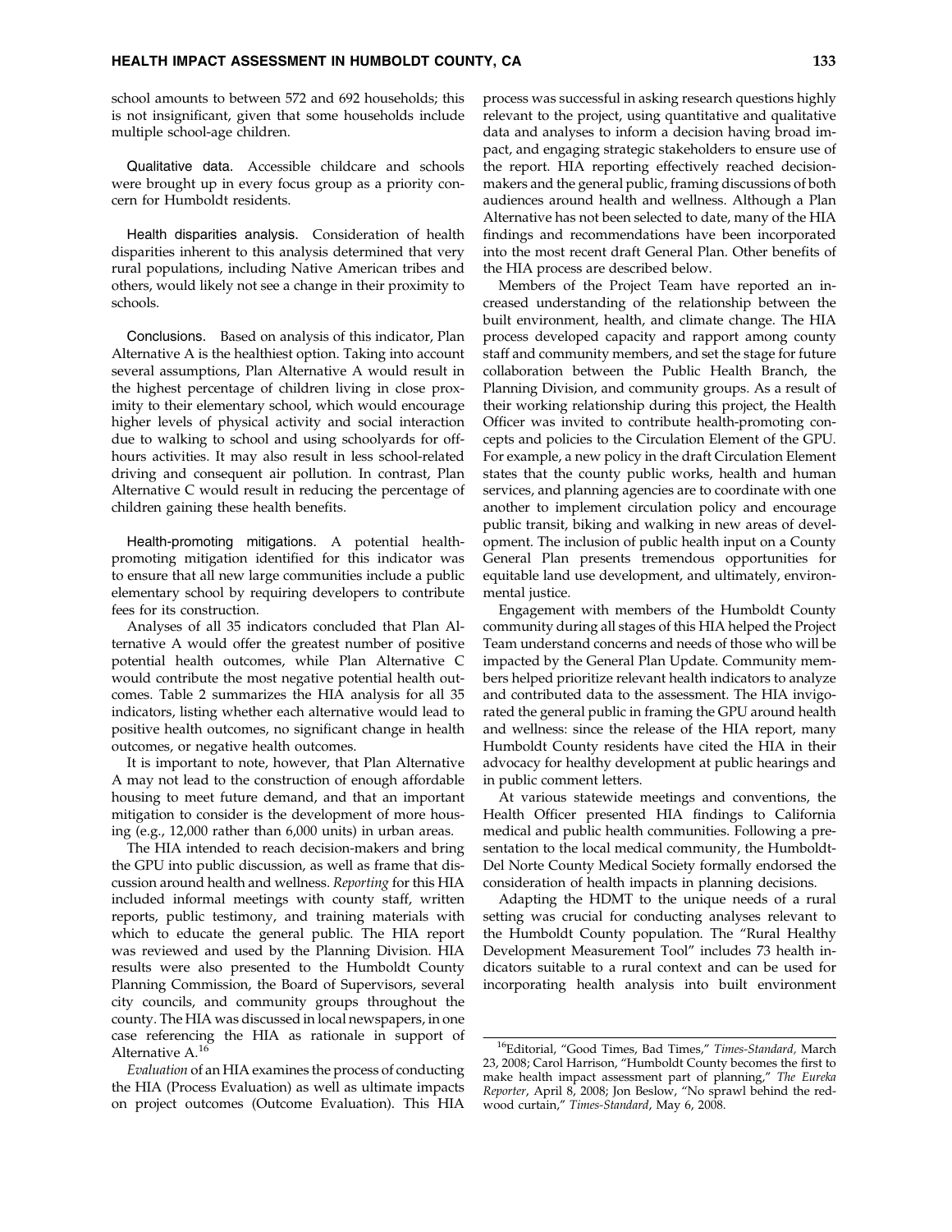school amounts to between 572 and 692 households; this is not insignificant, given that some households include multiple school-age children.

Qualitative data. Accessible childcare and schools were brought up in every focus group as a priority concern for Humboldt residents.

Health disparities analysis. Consideration of health disparities inherent to this analysis determined that very rural populations, including Native American tribes and others, would likely not see a change in their proximity to schools.

Conclusions. Based on analysis of this indicator, Plan Alternative A is the healthiest option. Taking into account several assumptions, Plan Alternative A would result in the highest percentage of children living in close proximity to their elementary school, which would encourage higher levels of physical activity and social interaction due to walking to school and using schoolyards for off-hours activities. It may also result in less school-related driving and consequent air pollution. In contrast, Plan Alternative C would result in reducing the percentage of children gaining these health benefits.

Health-promoting mitigations. A potential health-promoting mitigation identified for this indicator was to ensure that all new large communities include a public elementary school by requiring developers to contribute fees for its construction.

Analyses of all 35 indicators concluded that Plan Alternative A would offer the greatest number of positive potential health outcomes, while Plan Alternative C would contribute the most negative potential health outcomes. Table 2 summarizes the HIA analysis for all 35 indicators, listing whether each alternative would lead to positive health outcomes, no significant change in health outcomes, or negative health outcomes.

It is important to note, however, that Plan Alternative A may not lead to the construction of enough affordable housing to meet future demand, and that an important mitigation to consider is the development of more housing (e.g., 12,000 rather than 6,000 units) in urban areas.

The HIA intended to reach decision-makers and bring the GPU into public discussion, as well as frame that discussion around health and wellness. *Reporting* for this HIA included informal meetings with county staff, written reports, public testimony, and training materials with which to educate the general public. The HIA report was reviewed and used by the Planning Division. HIA results were also presented to the Humboldt County Planning Commission, the Board of Supervisors, several city councils, and community groups throughout the county. The HIA was discussed in local newspapers, in one case referencing the HIA as rationale in support of Alternative A.[16]

*Evaluation* of an HIA examines the process of conducting the HIA (Process Evaluation) as well as ultimate impacts on project outcomes (Outcome Evaluation). This HIA process was successful in asking research questions highly relevant to the project, using quantitative and qualitative data and analyses to inform a decision having broad impact, and engaging strategic stakeholders to ensure use of the report. HIA reporting effectively reached decision-makers and the general public, framing discussions of both audiences around health and wellness. Although a Plan Alternative has not been selected to date, many of the HIA findings and recommendations have been incorporated into the most recent draft General Plan. Other benefits of the HIA process are described below.

Members of the Project Team have reported an increased understanding of the relationship between the built environment, health, and climate change. The HIA process developed capacity and rapport among county staff and community members, and set the stage for future collaboration between the Public Health Branch, the Planning Division, and community groups. As a result of their working relationship during this project, the Health Officer was invited to contribute health-promoting concepts and policies to the Circulation Element of the GPU. For example, a new policy in the draft Circulation Element states that the county public works, health and human services, and planning agencies are to coordinate with one another to implement circulation policy and encourage public transit, biking and walking in new areas of development. The inclusion of public health input on a County General Plan presents tremendous opportunities for equitable land use development, and ultimately, environmental justice.

Engagement with members of the Humboldt County community during all stages of this HIA helped the Project Team understand concerns and needs of those who will be impacted by the General Plan Update. Community members helped prioritize relevant health indicators to analyze and contributed data to the assessment. The HIA invigorated the general public in framing the GPU around health and wellness: since the release of the HIA report, many Humboldt County residents have cited the HIA in their advocacy for healthy development at public hearings and in public comment letters.

At various statewide meetings and conventions, the Health Officer presented HIA findings to California medical and public health communities. Following a presentation to the local medical community, the Humboldt-Del Norte County Medical Society formally endorsed the consideration of health impacts in planning decisions.

Adapting the HDMT to the unique needs of a rural setting was crucial for conducting analyses relevant to the Humboldt County population. The "Rural Healthy Development Measurement Tool" includes 73 health indicators suitable to a rural context and can be used for incorporating health analysis into built environment

[16]Editorial, "Good Times, Bad Times," *Times-Standard,* March 23, 2008; Carol Harrison, "Humboldt County becomes the first to make health impact assessment part of planning," *The Eureka Reporter*, April 8, 2008; Jon Beslow, "No sprawl behind the redwood curtain," *Times-Standard*, May 6, 2008.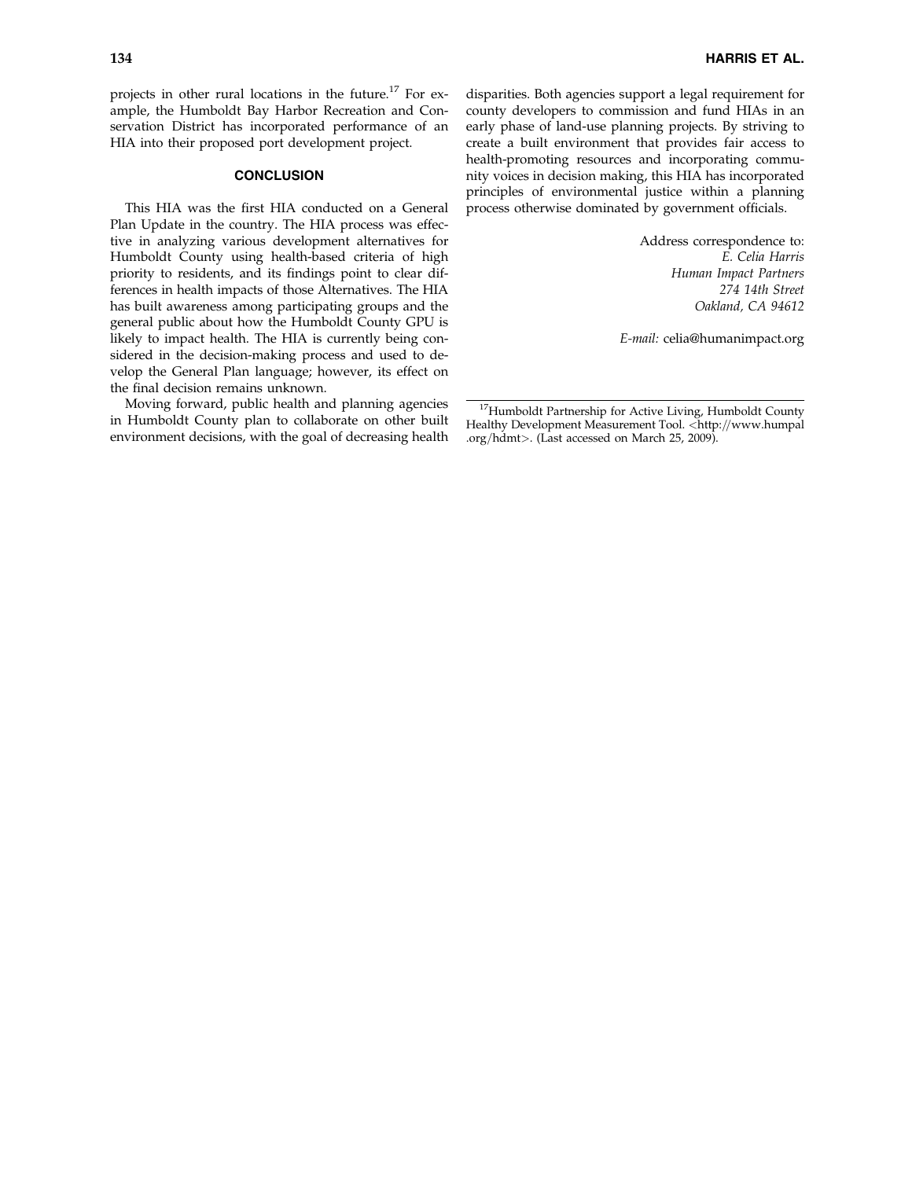projects in other rural locations in the future.[17] For example, the Humboldt Bay Harbor Recreation and Conservation District has incorporated performance of an HIA into their proposed port development project.

## CONCLUSION

This HIA was the first HIA conducted on a General Plan Update in the country. The HIA process was effective in analyzing various development alternatives for Humboldt County using health-based criteria of high priority to residents, and its findings point to clear differences in health impacts of those Alternatives. The HIA has built awareness among participating groups and the general public about how the Humboldt County GPU is likely to impact health. The HIA is currently being considered in the decision-making process and used to develop the General Plan language; however, its effect on the final decision remains unknown.

Moving forward, public health and planning agencies in Humboldt County plan to collaborate on other built environment decisions, with the goal of decreasing health disparities. Both agencies support a legal requirement for county developers to commission and fund HIAs in an early phase of land-use planning projects. By striving to create a built environment that provides fair access to health-promoting resources and incorporating community voices in decision making, this HIA has incorporated principles of environmental justice within a planning process otherwise dominated by government officials.

Address correspondence to:
*E. Celia Harris*
*Human Impact Partners*
*274 14th Street*
*Oakland, CA 94612*

*E-mail:* celia@humanimpact.org

[17] Humboldt Partnership for Active Living, Humboldt County Healthy Development Measurement Tool. <http://www.humpal.org/hdmt>. (Last accessed on March 25, 2009).